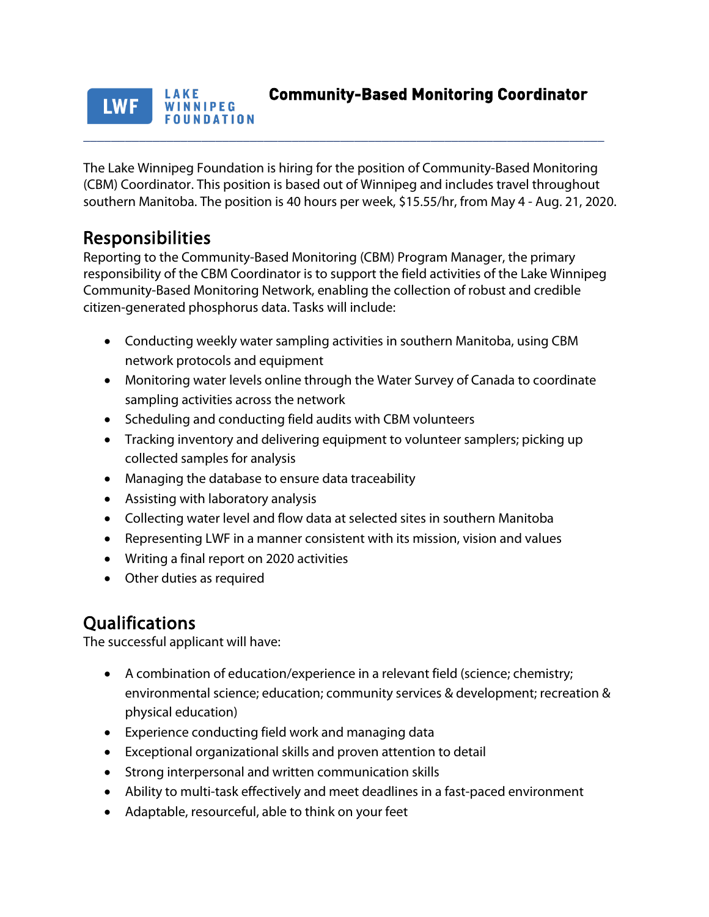LAKE WINNIPEG FOUNDATION

# Community-Based Monitoring Coordinator

---

The Lake Winnipeg Foundation is hiring for the position of Community-Based Monitoring (CBM) Coordinator. This position is based out of Winnipeg and includes travel throughout southern Manitoba. The position is 40 hours per week, $15.55/hr, from May 4 - Aug. 21, 2020.

## Responsibilities

Reporting to the Community-Based Monitoring (CBM) Program Manager, the primary responsibility of the CBM Coordinator is to support the field activities of the Lake Winnipeg Community-Based Monitoring Network, enabling the collection of robust and credible citizen-generated phosphorus data. Tasks will include:

- Conducting weekly water sampling activities in southern Manitoba, using CBM network protocols and equipment
- Monitoring water levels online through the Water Survey of Canada to coordinate sampling activities across the network
- Scheduling and conducting field audits with CBM volunteers
- Tracking inventory and delivering equipment to volunteer samplers; picking up collected samples for analysis
- Managing the database to ensure data traceability
- Assisting with laboratory analysis
- Collecting water level and flow data at selected sites in southern Manitoba
- Representing LWF in a manner consistent with its mission, vision and values
- Writing a final report on 2020 activities
- Other duties as required

## Qualifications

The successful applicant will have:

- A combination of education/experience in a relevant field (science; chemistry; environmental science; education; community services & development; recreation & physical education)
- Experience conducting field work and managing data
- Exceptional organizational skills and proven attention to detail
- Strong interpersonal and written communication skills
- Ability to multi-task effectively and meet deadlines in a fast-paced environment
- Adaptable, resourceful, able to think on your feet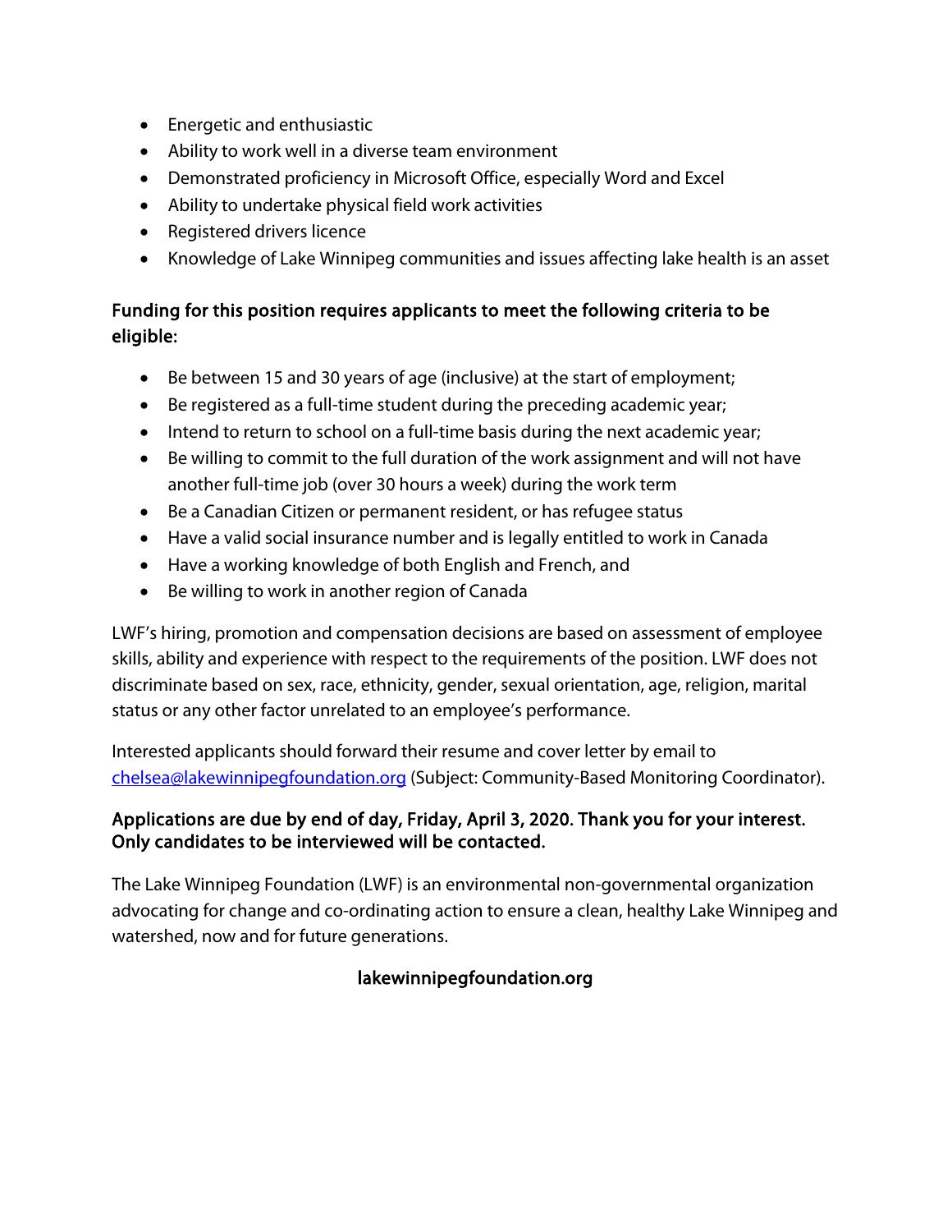- Energetic and enthusiastic
- Ability to work well in a diverse team environment
- Demonstrated proficiency in Microsoft Office, especially Word and Excel
- Ability to undertake physical field work activities
- Registered drivers licence
- Knowledge of Lake Winnipeg communities and issues affecting lake health is an asset

**Funding for this position requires applicants to meet the following criteria to be eligible:**

- Be between 15 and 30 years of age (inclusive) at the start of employment;
- Be registered as a full-time student during the preceding academic year;
- Intend to return to school on a full-time basis during the next academic year;
- Be willing to commit to the full duration of the work assignment and will not have another full-time job (over 30 hours a week) during the work term
- Be a Canadian Citizen or permanent resident, or has refugee status
- Have a valid social insurance number and is legally entitled to work in Canada
- Have a working knowledge of both English and French, and
- Be willing to work in another region of Canada

LWF's hiring, promotion and compensation decisions are based on assessment of employee skills, ability and experience with respect to the requirements of the position. LWF does not discriminate based on sex, race, ethnicity, gender, sexual orientation, age, religion, marital status or any other factor unrelated to an employee's performance.

Interested applicants should forward their resume and cover letter by email to [chelsea@lakewinnipegfoundation.org](mailto:chelsea@lakewinnipegfoundation.org) (Subject: Community-Based Monitoring Coordinator).

**Applications are due by end of day, Friday, April 3, 2020. Thank you for your interest. Only candidates to be interviewed will be contacted.**

The Lake Winnipeg Foundation (LWF) is an environmental non-governmental organization advocating for change and co-ordinating action to ensure a clean, healthy Lake Winnipeg and watershed, now and for future generations.

**lakewinnipegfoundation.org**